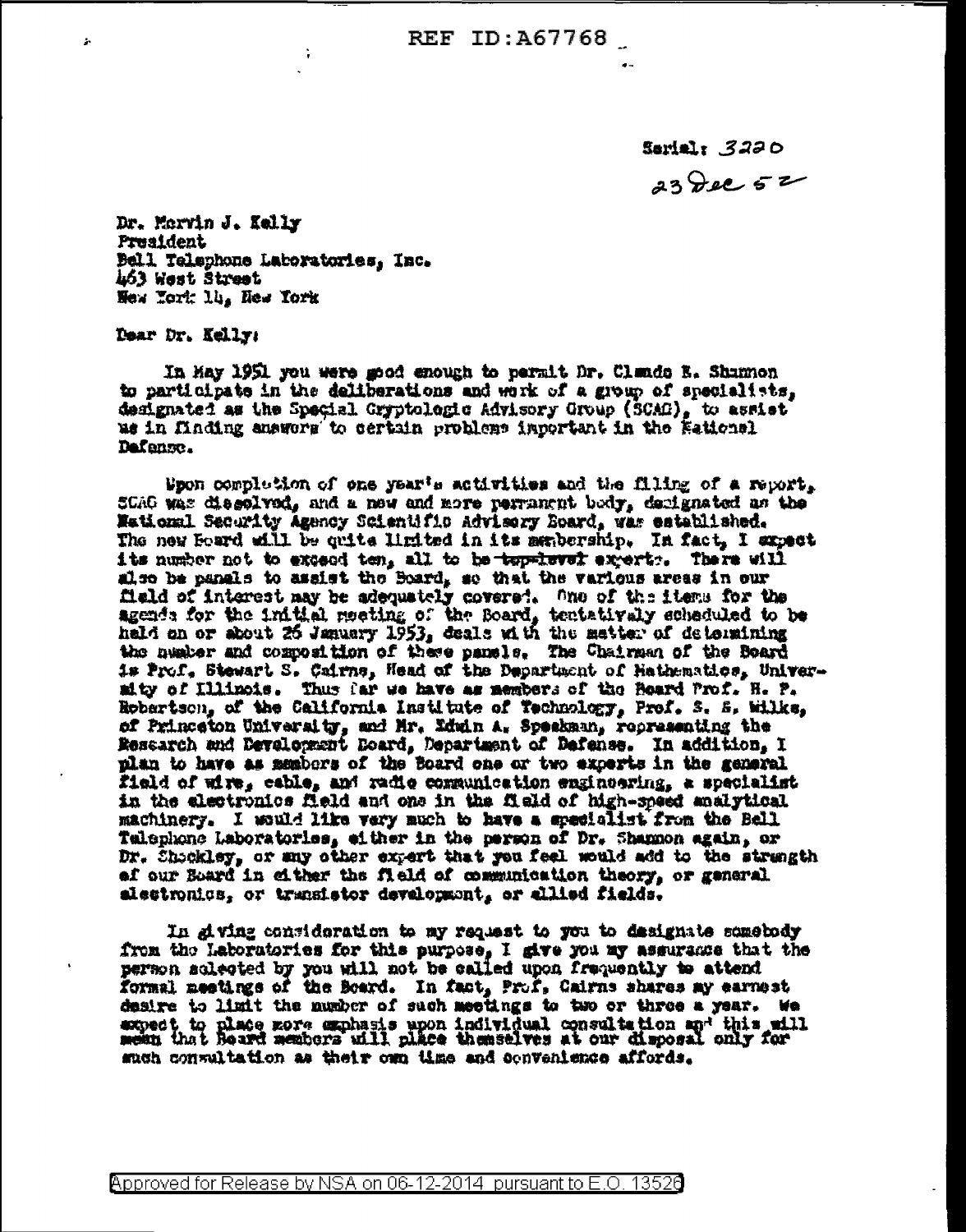REF ID:A67768

Serial: 3220

23 Dec 52

Dr. Mervin J. Kelly
President
Bell Telephone Laboratories, Inc.
463 West Street
New York 14, New York

Dear Dr. Kelly:

In May 1951 you were good enough to permit Dr. Claude E. Shannon to participate in the deliberations and work of a group of specialists, designated as the Special Cryptologic Advisory Group (SCAG), to assist us in finding answers to certain problems important in the National Defense.

Upon completion of one year's activities and the filing of a report, SCAG was dissolved, and a new and more permanent body, designated as the National Security Agency Scientific Advisory Board, was established. The new Board will be quite limited in its membership. In fact, I expect its number not to exceed ten, all to be ~~top-level~~ experts. There will also be panels to assist the Board, so that the various areas in our field of interest may be adequately covered. One of the items for the agenda for the initial meeting of the Board, tentatively scheduled to be held on or about 26 January 1953, deals with the matter of determining the number and composition of these panels. The Chairman of the Board is Prof. Stewart S. Cairns, Head of the Department of Mathematics, University of Illinois. Thus far we have as members of the Board Prof. H. P. Robertson, of the California Institute of Technology, Prof. S. S. Wilks, of Princeton University, and Mr. Edwin A. Speakman, representing the Research and Development Board, Department of Defense. In addition, I plan to have as members of the Board one or two experts in the general field of wire, cable, and radio communication engineering, a specialist in the electronics field and one in the field of high-speed analytical machinery. I would like very much to have a specialist from the Bell Telephone Laboratories, either in the person of Dr. Shannon again, or Dr. Shockley, or any other expert that you feel would add to the strength of our Board in either the field of communication theory, or general electronics, or transistor development, or allied fields.

In giving consideration to my request to you to designate somebody from the Laboratories for this purpose, I give you my assurance that the person selected by you will not be called upon frequently to attend formal meetings of the Board. In fact, Prof. Cairns shares my earnest desire to limit the number of such meetings to two or three a year. We expect to place more emphasis upon individual consultation and this will mean that Board members will place themselves at our disposal only for such consultation as their own time and convenience affords.

Approved for Release by NSA on 06-12-2014 pursuant to E.O. 13526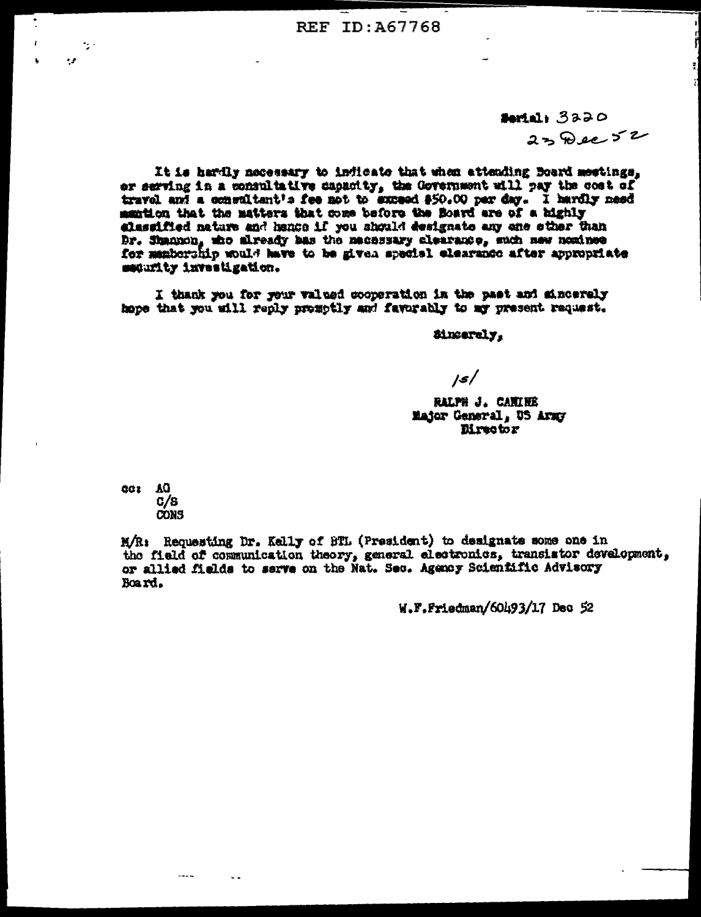Serial: 3220
23 Dec 52

It is hardly necessary to indicate that when attending Board meetings, or serving in a consultative capacity, the Government will pay the cost of travel and a consultant's fee not to exceed $50.00 per day. I hardly need mention that the matters that come before the Board are of a highly classified nature and hence if you should designate any one other than Dr. Shannon, who already has the necessary clearance, such new nominee for membership would have to be given special clearance after appropriate security investigation.

I thank you for your valued cooperation in the past and sincerely hope that you will reply promptly and favorably to my present request.

Sincerely,

/s/

RALPH J. CANINE
Major General, US Army
Director

cc: AG
C/S
CONS

M/R: Requesting Dr. Kelly of BTL (President) to designate some one in the field of communication theory, general electronics, transistor development, or allied fields to serve on the Nat. Sec. Agency Scientific Advisory Board.

W.F.Friedman/60493/17 Dec 52